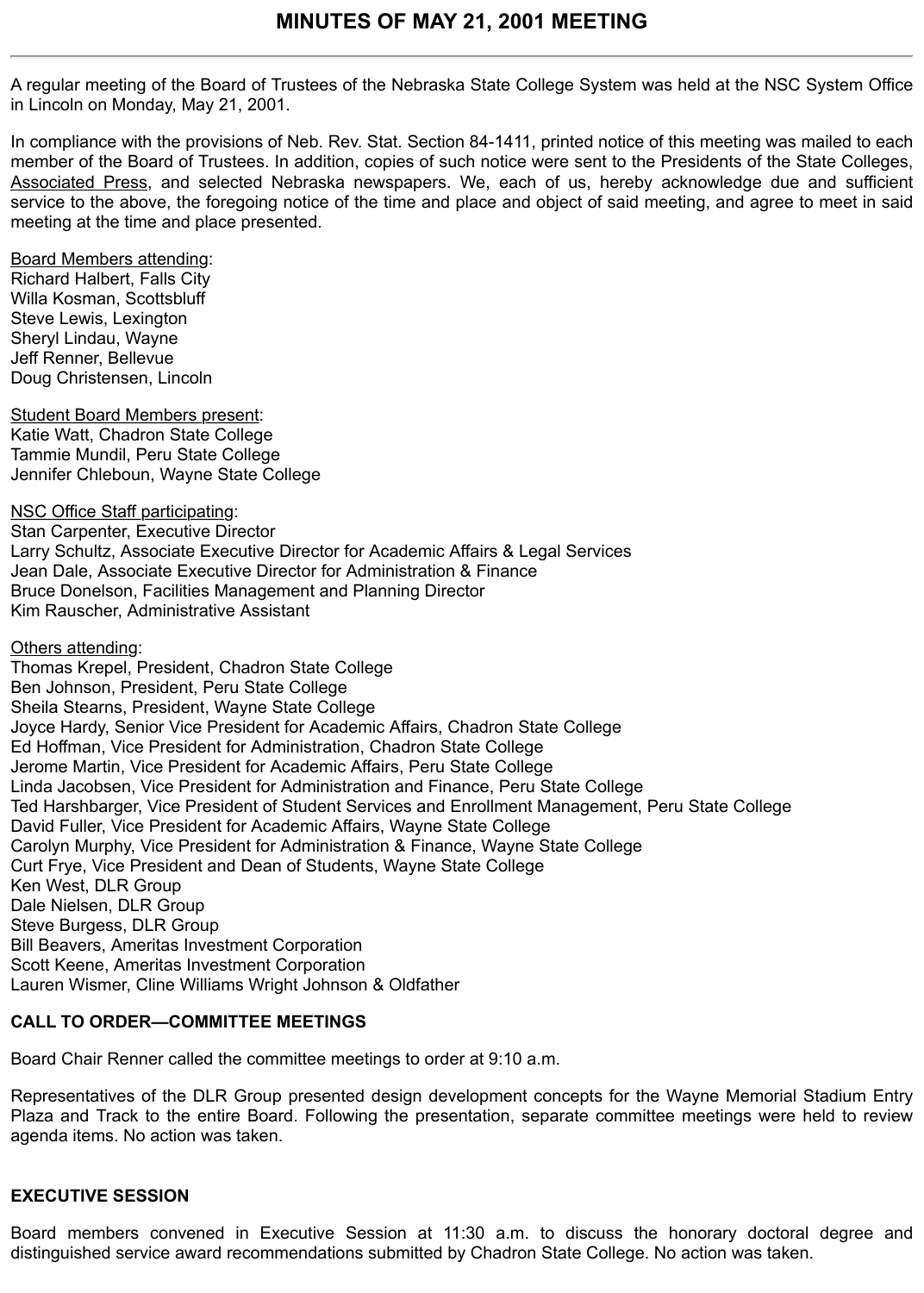# MINUTES OF MAY 21, 2001 MEETING

---

A regular meeting of the Board of Trustees of the Nebraska State College System was held at the NSC System Office in Lincoln on Monday, May 21, 2001.

In compliance with the provisions of Neb. Rev. Stat. Section 84-1411, printed notice of this meeting was mailed to each member of the Board of Trustees. In addition, copies of such notice were sent to the Presidents of the State Colleges, Associated Press, and selected Nebraska newspapers. We, each of us, hereby acknowledge due and sufficient service to the above, the foregoing notice of the time and place and object of said meeting, and agree to meet in said meeting at the time and place presented.

Board Members attending:
Richard Halbert, Falls City
Willa Kosman, Scottsbluff
Steve Lewis, Lexington
Sheryl Lindau, Wayne
Jeff Renner, Bellevue
Doug Christensen, Lincoln

Student Board Members present:
Katie Watt, Chadron State College
Tammie Mundil, Peru State College
Jennifer Chleboun, Wayne State College

NSC Office Staff participating:
Stan Carpenter, Executive Director
Larry Schultz, Associate Executive Director for Academic Affairs & Legal Services
Jean Dale, Associate Executive Director for Administration & Finance
Bruce Donelson, Facilities Management and Planning Director
Kim Rauscher, Administrative Assistant

Others attending:
Thomas Krepel, President, Chadron State College
Ben Johnson, President, Peru State College
Sheila Stearns, President, Wayne State College
Joyce Hardy, Senior Vice President for Academic Affairs, Chadron State College
Ed Hoffman, Vice President for Administration, Chadron State College
Jerome Martin, Vice President for Academic Affairs, Peru State College
Linda Jacobsen, Vice President for Administration and Finance, Peru State College
Ted Harshbarger, Vice President of Student Services and Enrollment Management, Peru State College
David Fuller, Vice President for Academic Affairs, Wayne State College
Carolyn Murphy, Vice President for Administration & Finance, Wayne State College
Curt Frye, Vice President and Dean of Students, Wayne State College
Ken West, DLR Group
Dale Nielsen, DLR Group
Steve Burgess, DLR Group
Bill Beavers, Ameritas Investment Corporation
Scott Keene, Ameritas Investment Corporation
Lauren Wismer, Cline Williams Wright Johnson & Oldfather

**CALL TO ORDER—COMMITTEE MEETINGS**

Board Chair Renner called the committee meetings to order at 9:10 a.m.

Representatives of the DLR Group presented design development concepts for the Wayne Memorial Stadium Entry Plaza and Track to the entire Board. Following the presentation, separate committee meetings were held to review agenda items. No action was taken.

**EXECUTIVE SESSION**

Board members convened in Executive Session at 11:30 a.m. to discuss the honorary doctoral degree and distinguished service award recommendations submitted by Chadron State College. No action was taken.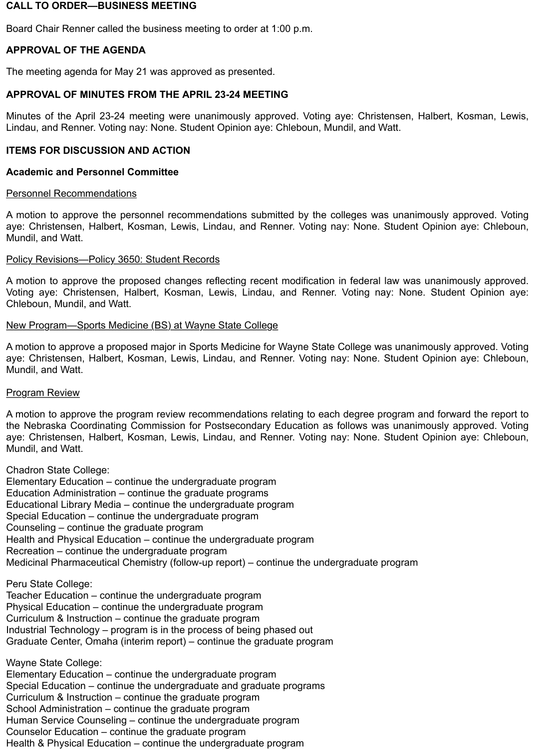**CALL TO ORDER—BUSINESS MEETING**

Board Chair Renner called the business meeting to order at 1:00 p.m.

**APPROVAL OF THE AGENDA**

The meeting agenda for May 21 was approved as presented.

**APPROVAL OF MINUTES FROM THE APRIL 23-24 MEETING**

Minutes of the April 23-24 meeting were unanimously approved. Voting aye: Christensen, Halbert, Kosman, Lewis, Lindau, and Renner. Voting nay: None. Student Opinion aye: Chleboun, Mundil, and Watt.

**ITEMS FOR DISCUSSION AND ACTION**

**Academic and Personnel Committee**

Personnel Recommendations

A motion to approve the personnel recommendations submitted by the colleges was unanimously approved. Voting aye: Christensen, Halbert, Kosman, Lewis, Lindau, and Renner. Voting nay: None. Student Opinion aye: Chleboun, Mundil, and Watt.

Policy Revisions—Policy 3650: Student Records

A motion to approve the proposed changes reflecting recent modification in federal law was unanimously approved. Voting aye: Christensen, Halbert, Kosman, Lewis, Lindau, and Renner. Voting nay: None. Student Opinion aye: Chleboun, Mundil, and Watt.

New Program—Sports Medicine (BS) at Wayne State College

A motion to approve a proposed major in Sports Medicine for Wayne State College was unanimously approved. Voting aye: Christensen, Halbert, Kosman, Lewis, Lindau, and Renner. Voting nay: None. Student Opinion aye: Chleboun, Mundil, and Watt.

Program Review

A motion to approve the program review recommendations relating to each degree program and forward the report to the Nebraska Coordinating Commission for Postsecondary Education as follows was unanimously approved. Voting aye: Christensen, Halbert, Kosman, Lewis, Lindau, and Renner. Voting nay: None. Student Opinion aye: Chleboun, Mundil, and Watt.

Chadron State College:
Elementary Education – continue the undergraduate program
Education Administration – continue the graduate programs
Educational Library Media – continue the undergraduate program
Special Education – continue the undergraduate program
Counseling – continue the graduate program
Health and Physical Education – continue the undergraduate program
Recreation – continue the undergraduate program
Medicinal Pharmaceutical Chemistry (follow-up report) – continue the undergraduate program

Peru State College:
Teacher Education – continue the undergraduate program
Physical Education – continue the undergraduate program
Curriculum & Instruction – continue the graduate program
Industrial Technology – program is in the process of being phased out
Graduate Center, Omaha (interim report) – continue the graduate program

Wayne State College:
Elementary Education – continue the undergraduate program
Special Education – continue the undergraduate and graduate programs
Curriculum & Instruction – continue the graduate program
School Administration – continue the graduate program
Human Service Counseling – continue the undergraduate program
Counselor Education – continue the graduate program
Health & Physical Education – continue the undergraduate program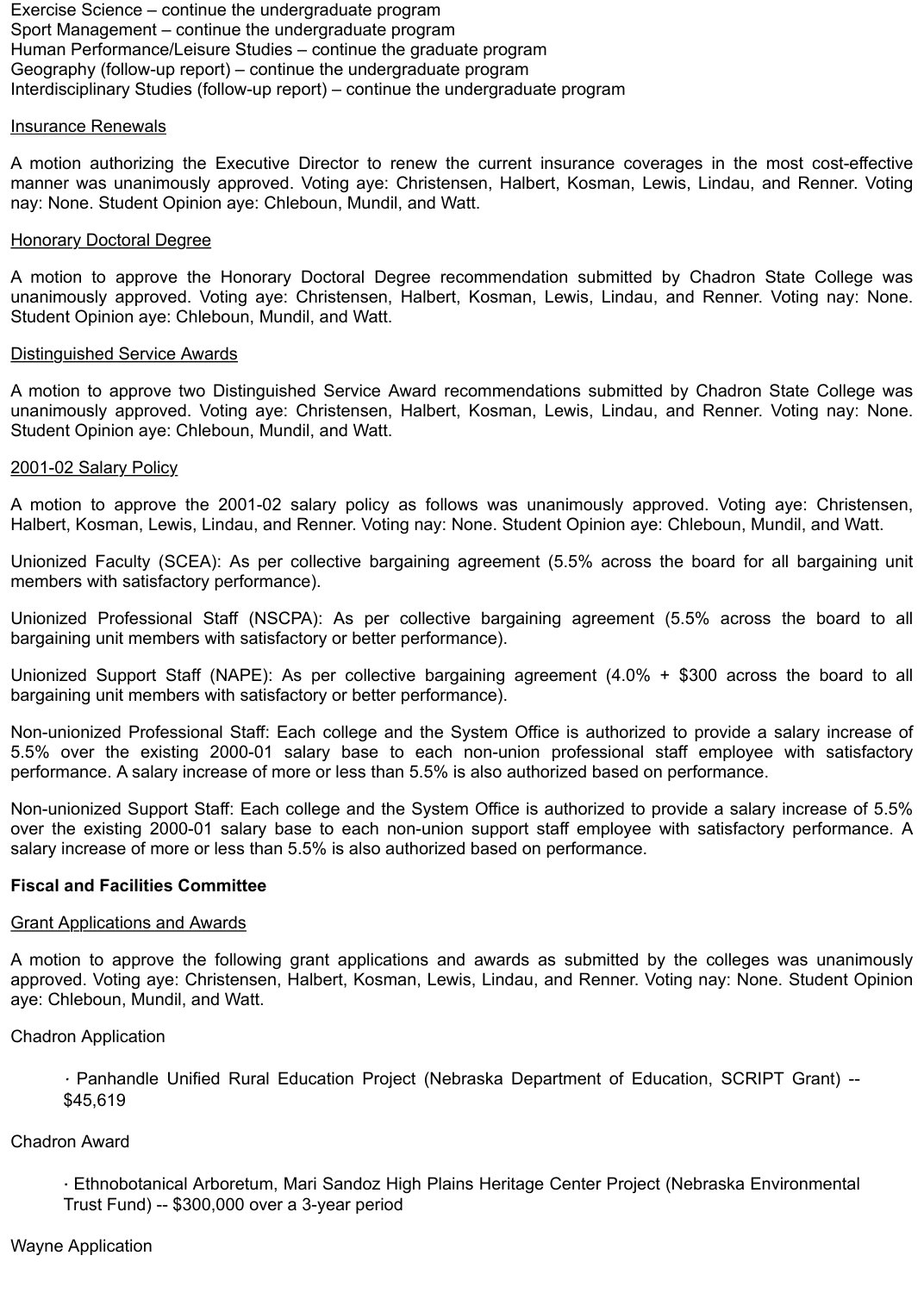Exercise Science – continue the undergraduate program
Sport Management – continue the undergraduate program
Human Performance/Leisure Studies – continue the graduate program
Geography (follow-up report) – continue the undergraduate program
Interdisciplinary Studies (follow-up report) – continue the undergraduate program

<u>Insurance Renewals</u>

A motion authorizing the Executive Director to renew the current insurance coverages in the most cost-effective manner was unanimously approved. Voting aye: Christensen, Halbert, Kosman, Lewis, Lindau, and Renner. Voting nay: None. Student Opinion aye: Chleboun, Mundil, and Watt.

<u>Honorary Doctoral Degree</u>

A motion to approve the Honorary Doctoral Degree recommendation submitted by Chadron State College was unanimously approved. Voting aye: Christensen, Halbert, Kosman, Lewis, Lindau, and Renner. Voting nay: None. Student Opinion aye: Chleboun, Mundil, and Watt.

<u>Distinguished Service Awards</u>

A motion to approve two Distinguished Service Award recommendations submitted by Chadron State College was unanimously approved. Voting aye: Christensen, Halbert, Kosman, Lewis, Lindau, and Renner. Voting nay: None. Student Opinion aye: Chleboun, Mundil, and Watt.

<u>2001-02 Salary Policy</u>

A motion to approve the 2001-02 salary policy as follows was unanimously approved. Voting aye: Christensen, Halbert, Kosman, Lewis, Lindau, and Renner. Voting nay: None. Student Opinion aye: Chleboun, Mundil, and Watt.

Unionized Faculty (SCEA): As per collective bargaining agreement (5.5% across the board for all bargaining unit members with satisfactory performance).

Unionized Professional Staff (NSCPA): As per collective bargaining agreement (5.5% across the board to all bargaining unit members with satisfactory or better performance).

Unionized Support Staff (NAPE): As per collective bargaining agreement (4.0% + $300 across the board to all bargaining unit members with satisfactory or better performance).

Non-unionized Professional Staff: Each college and the System Office is authorized to provide a salary increase of 5.5% over the existing 2000-01 salary base to each non-union professional staff employee with satisfactory performance. A salary increase of more or less than 5.5% is also authorized based on performance.

Non-unionized Support Staff: Each college and the System Office is authorized to provide a salary increase of 5.5% over the existing 2000-01 salary base to each non-union support staff employee with satisfactory performance. A salary increase of more or less than 5.5% is also authorized based on performance.

**Fiscal and Facilities Committee**

<u>Grant Applications and Awards</u>

A motion to approve the following grant applications and awards as submitted by the colleges was unanimously approved. Voting aye: Christensen, Halbert, Kosman, Lewis, Lindau, and Renner. Voting nay: None. Student Opinion aye: Chleboun, Mundil, and Watt.

Chadron Application

- Panhandle Unified Rural Education Project (Nebraska Department of Education, SCRIPT Grant) -- $45,619

Chadron Award

- Ethnobotanical Arboretum, Mari Sandoz High Plains Heritage Center Project (Nebraska Environmental Trust Fund) -- $300,000 over a 3-year period

Wayne Application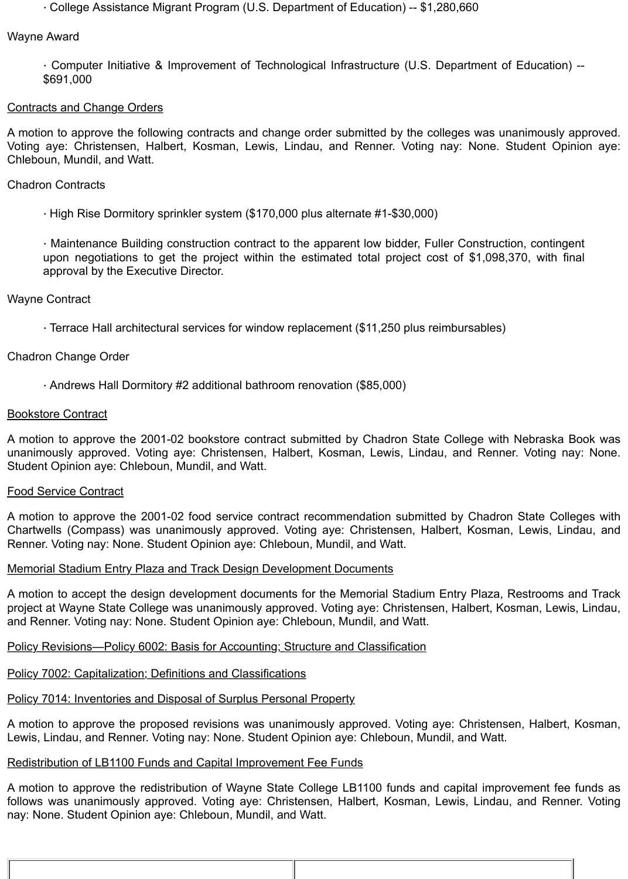- College Assistance Migrant Program (U.S. Department of Education) -- $1,280,660

Wayne Award

- Computer Initiative & Improvement of Technological Infrastructure (U.S. Department of Education) -- $691,000

Contracts and Change Orders

A motion to approve the following contracts and change order submitted by the colleges was unanimously approved. Voting aye: Christensen, Halbert, Kosman, Lewis, Lindau, and Renner. Voting nay: None. Student Opinion aye: Chleboun, Mundil, and Watt.

Chadron Contracts

- High Rise Dormitory sprinkler system ($170,000 plus alternate #1-$30,000)
- Maintenance Building construction contract to the apparent low bidder, Fuller Construction, contingent upon negotiations to get the project within the estimated total project cost of $1,098,370, with final approval by the Executive Director.

Wayne Contract

- Terrace Hall architectural services for window replacement ($11,250 plus reimbursables)

Chadron Change Order

- Andrews Hall Dormitory #2 additional bathroom renovation ($85,000)

Bookstore Contract

A motion to approve the 2001-02 bookstore contract submitted by Chadron State College with Nebraska Book was unanimously approved. Voting aye: Christensen, Halbert, Kosman, Lewis, Lindau, and Renner. Voting nay: None. Student Opinion aye: Chleboun, Mundil, and Watt.

Food Service Contract

A motion to approve the 2001-02 food service contract recommendation submitted by Chadron State Colleges with Chartwells (Compass) was unanimously approved. Voting aye: Christensen, Halbert, Kosman, Lewis, Lindau, and Renner. Voting nay: None. Student Opinion aye: Chleboun, Mundil, and Watt.

Memorial Stadium Entry Plaza and Track Design Development Documents

A motion to accept the design development documents for the Memorial Stadium Entry Plaza, Restrooms and Track project at Wayne State College was unanimously approved. Voting aye: Christensen, Halbert, Kosman, Lewis, Lindau, and Renner. Voting nay: None. Student Opinion aye: Chleboun, Mundil, and Watt.

Policy Revisions—Policy 6002: Basis for Accounting; Structure and Classification

Policy 7002: Capitalization; Definitions and Classifications

Policy 7014: Inventories and Disposal of Surplus Personal Property

A motion to approve the proposed revisions was unanimously approved. Voting aye: Christensen, Halbert, Kosman, Lewis, Lindau, and Renner. Voting nay: None. Student Opinion aye: Chleboun, Mundil, and Watt.

Redistribution of LB1100 Funds and Capital Improvement Fee Funds

A motion to approve the redistribution of Wayne State College LB1100 funds and capital improvement fee funds as follows was unanimously approved. Voting aye: Christensen, Halbert, Kosman, Lewis, Lindau, and Renner. Voting nay: None. Student Opinion aye: Chleboun, Mundil, and Watt.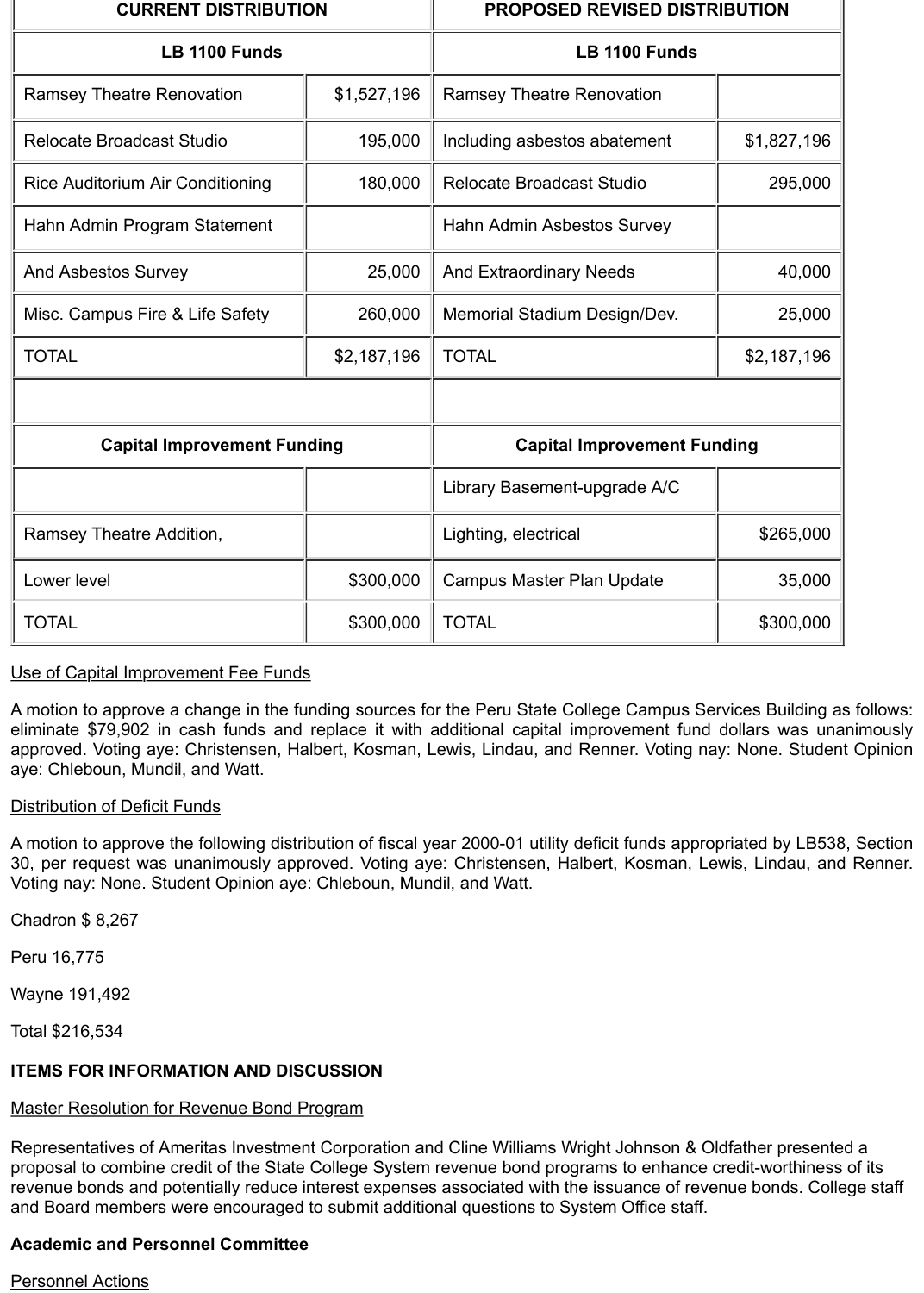| CURRENT DISTRIBUTION | | PROPOSED REVISED DISTRIBUTION | |
|---|---|---|---|
| **LB 1100 Funds** | | **LB 1100 Funds** | |
| Ramsey Theatre Renovation | $1,527,196 | Ramsey Theatre Renovation | |
| Relocate Broadcast Studio | 195,000 | Including asbestos abatement | $1,827,196 |
| Rice Auditorium Air Conditioning | 180,000 | Relocate Broadcast Studio | 295,000 |
| Hahn Admin Program Statement | | Hahn Admin Asbestos Survey | |
| And Asbestos Survey | 25,000 | And Extraordinary Needs | 40,000 |
| Misc. Campus Fire & Life Safety | 260,000 | Memorial Stadium Design/Dev. | 25,000 |
| TOTAL | $2,187,196 | TOTAL | $2,187,196 |
| | | | |
| **Capital Improvement Funding** | | **Capital Improvement Funding** | |
| | | Library Basement-upgrade A/C | |
| Ramsey Theatre Addition, | | Lighting, electrical | $265,000 |
| Lower level | $300,000 | Campus Master Plan Update | 35,000 |
| TOTAL | $300,000 | TOTAL | $300,000 |

Use of Capital Improvement Fee Funds

A motion to approve a change in the funding sources for the Peru State College Campus Services Building as follows: eliminate $79,902 in cash funds and replace it with additional capital improvement fund dollars was unanimously approved. Voting aye: Christensen, Halbert, Kosman, Lewis, Lindau, and Renner. Voting nay: None. Student Opinion aye: Chleboun, Mundil, and Watt.

Distribution of Deficit Funds

A motion to approve the following distribution of fiscal year 2000-01 utility deficit funds appropriated by LB538, Section 30, per request was unanimously approved. Voting aye: Christensen, Halbert, Kosman, Lewis, Lindau, and Renner. Voting nay: None. Student Opinion aye: Chleboun, Mundil, and Watt.

Chadron $ 8,267

Peru 16,775

Wayne 191,492

Total $216,534

**ITEMS FOR INFORMATION AND DISCUSSION**

Master Resolution for Revenue Bond Program

Representatives of Ameritas Investment Corporation and Cline Williams Wright Johnson & Oldfather presented a proposal to combine credit of the State College System revenue bond programs to enhance credit-worthiness of its revenue bonds and potentially reduce interest expenses associated with the issuance of revenue bonds. College staff and Board members were encouraged to submit additional questions to System Office staff.

**Academic and Personnel Committee**

Personnel Actions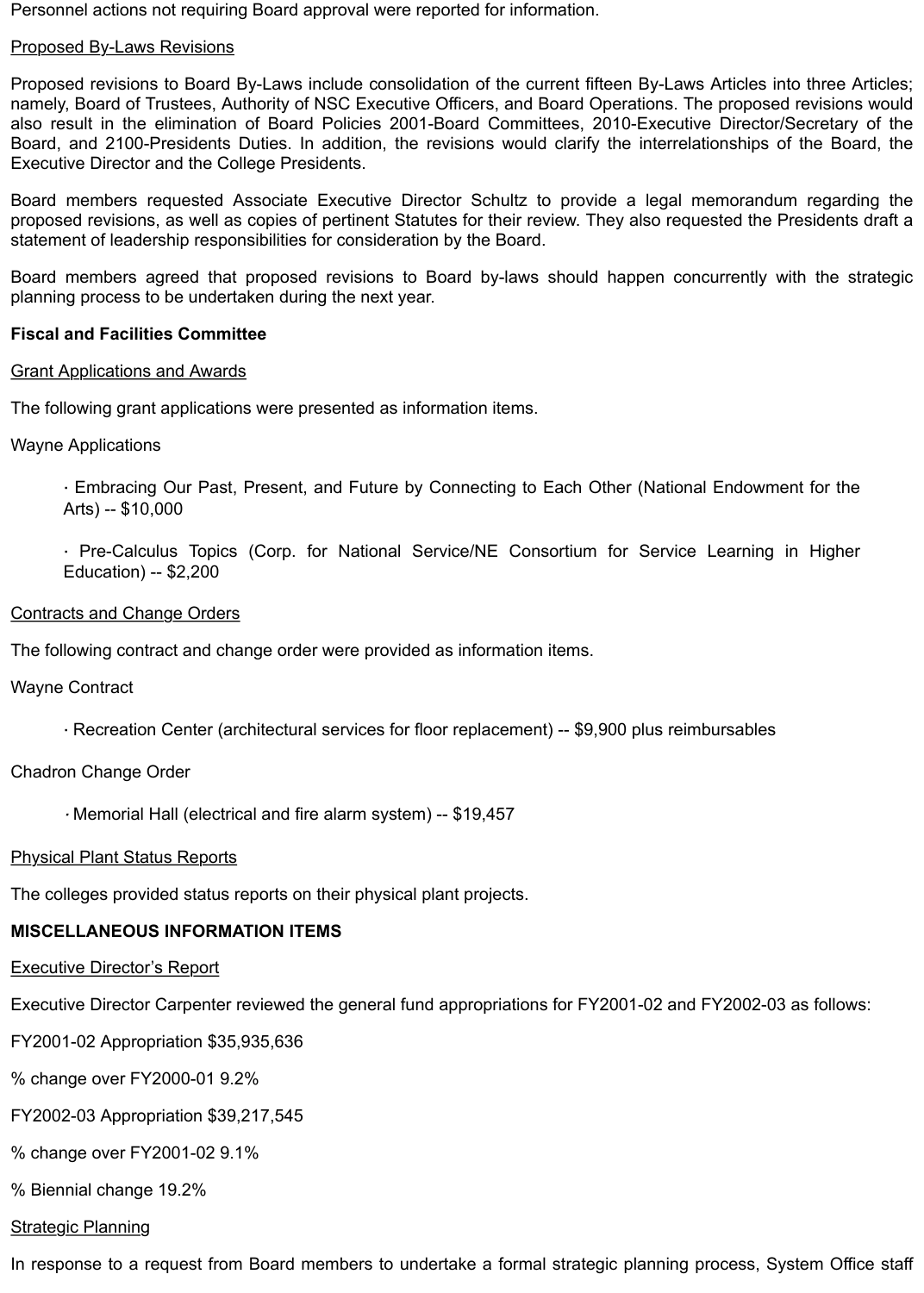Personnel actions not requiring Board approval were reported for information.

<u>Proposed By-Laws Revisions</u>

Proposed revisions to Board By-Laws include consolidation of the current fifteen By-Laws Articles into three Articles; namely, Board of Trustees, Authority of NSC Executive Officers, and Board Operations. The proposed revisions would also result in the elimination of Board Policies 2001-Board Committees, 2010-Executive Director/Secretary of the Board, and 2100-Presidents Duties. In addition, the revisions would clarify the interrelationships of the Board, the Executive Director and the College Presidents.

Board members requested Associate Executive Director Schultz to provide a legal memorandum regarding the proposed revisions, as well as copies of pertinent Statutes for their review. They also requested the Presidents draft a statement of leadership responsibilities for consideration by the Board.

Board members agreed that proposed revisions to Board by-laws should happen concurrently with the strategic planning process to be undertaken during the next year.

**Fiscal and Facilities Committee**

<u>Grant Applications and Awards</u>

The following grant applications were presented as information items.

Wayne Applications

- Embracing Our Past, Present, and Future by Connecting to Each Other (National Endowment for the Arts) -- $10,000
- Pre-Calculus Topics (Corp. for National Service/NE Consortium for Service Learning in Higher Education) -- $2,200

<u>Contracts and Change Orders</u>

The following contract and change order were provided as information items.

Wayne Contract

- Recreation Center (architectural services for floor replacement) -- $9,900 plus reimbursables

Chadron Change Order

- Memorial Hall (electrical and fire alarm system) -- $19,457

<u>Physical Plant Status Reports</u>

The colleges provided status reports on their physical plant projects.

**MISCELLANEOUS INFORMATION ITEMS**

<u>Executive Director's Report</u>

Executive Director Carpenter reviewed the general fund appropriations for FY2001-02 and FY2002-03 as follows:

FY2001-02 Appropriation $35,935,636

% change over FY2000-01 9.2%

FY2002-03 Appropriation $39,217,545

% change over FY2001-02 9.1%

% Biennial change 19.2%

<u>Strategic Planning</u>

In response to a request from Board members to undertake a formal strategic planning process, System Office staff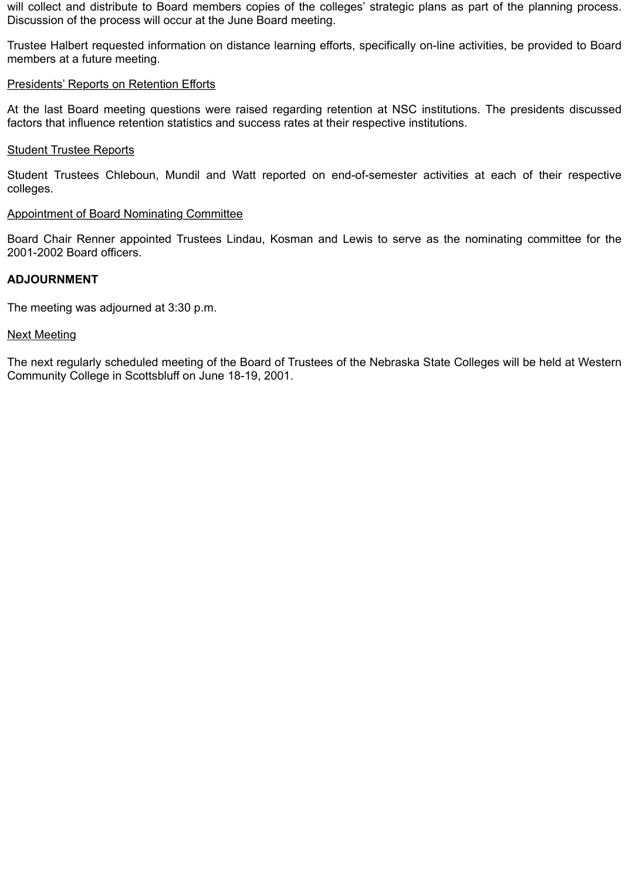will collect and distribute to Board members copies of the colleges' strategic plans as part of the planning process. Discussion of the process will occur at the June Board meeting.

Trustee Halbert requested information on distance learning efforts, specifically on-line activities, be provided to Board members at a future meeting.

Presidents' Reports on Retention Efforts

At the last Board meeting questions were raised regarding retention at NSC institutions. The presidents discussed factors that influence retention statistics and success rates at their respective institutions.

Student Trustee Reports

Student Trustees Chleboun, Mundil and Watt reported on end-of-semester activities at each of their respective colleges.

Appointment of Board Nominating Committee

Board Chair Renner appointed Trustees Lindau, Kosman and Lewis to serve as the nominating committee for the 2001-2002 Board officers.

**ADJOURNMENT**

The meeting was adjourned at 3:30 p.m.

Next Meeting

The next regularly scheduled meeting of the Board of Trustees of the Nebraska State Colleges will be held at Western Community College in Scottsbluff on June 18-19, 2001.